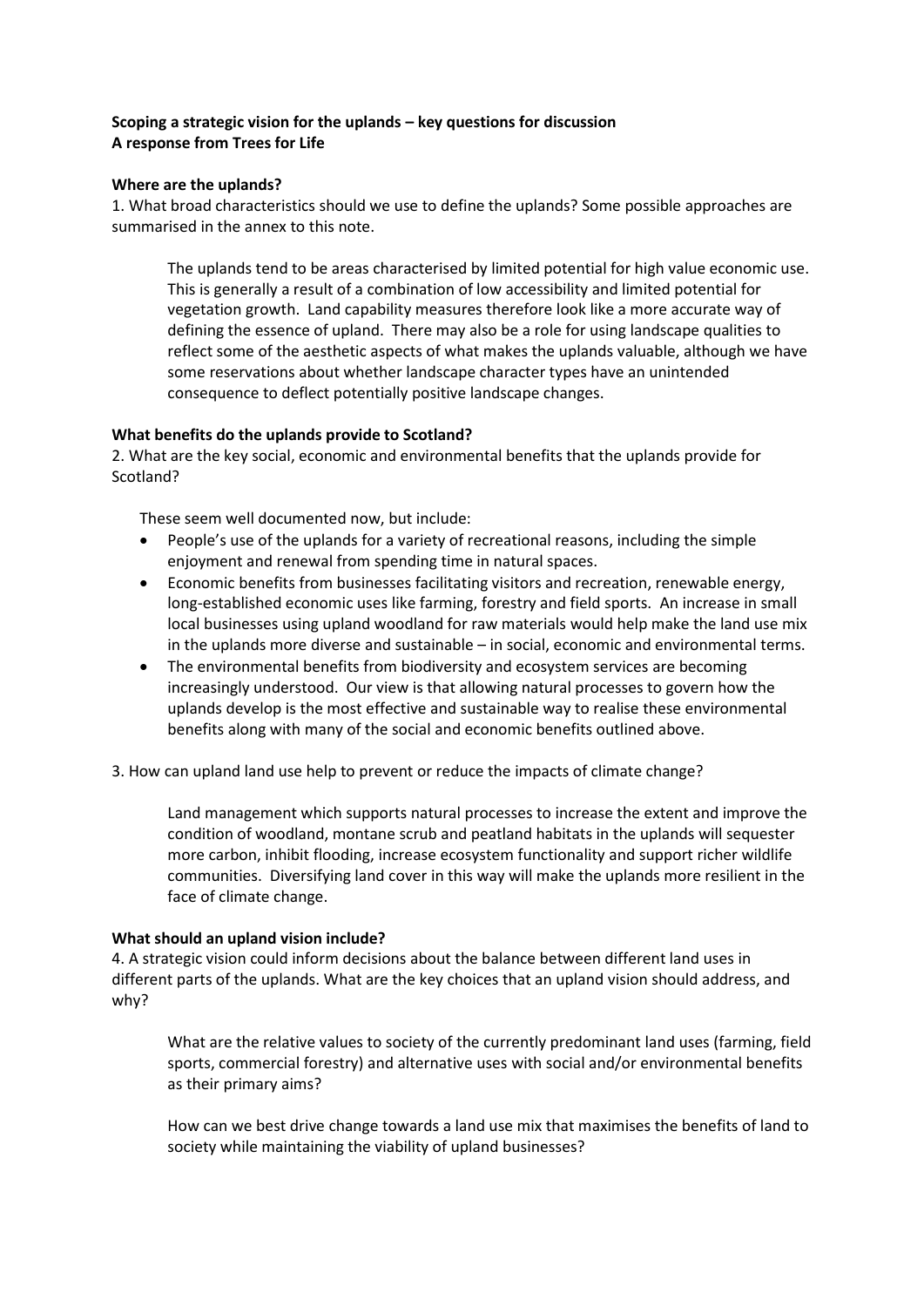**Scoping a strategic vision for the uplands – key questions for discussion**
**A response from Trees for Life**

**Where are the uplands?**

1. What broad characteristics should we use to define the uplands? Some possible approaches are summarised in the annex to this note.

> The uplands tend to be areas characterised by limited potential for high value economic use. This is generally a result of a combination of low accessibility and limited potential for vegetation growth. Land capability measures therefore look like a more accurate way of defining the essence of upland. There may also be a role for using landscape qualities to reflect some of the aesthetic aspects of what makes the uplands valuable, although we have some reservations about whether landscape character types have an unintended consequence to deflect potentially positive landscape changes.

**What benefits do the uplands provide to Scotland?**

2. What are the key social, economic and environmental benefits that the uplands provide for Scotland?

> These seem well documented now, but include:
>
> - People's use of the uplands for a variety of recreational reasons, including the simple enjoyment and renewal from spending time in natural spaces.
> - Economic benefits from businesses facilitating visitors and recreation, renewable energy, long-established economic uses like farming, forestry and field sports. An increase in small local businesses using upland woodland for raw materials would help make the land use mix in the uplands more diverse and sustainable – in social, economic and environmental terms.
> - The environmental benefits from biodiversity and ecosystem services are becoming increasingly understood. Our view is that allowing natural processes to govern how the uplands develop is the most effective and sustainable way to realise these environmental benefits along with many of the social and economic benefits outlined above.

3. How can upland land use help to prevent or reduce the impacts of climate change?

> Land management which supports natural processes to increase the extent and improve the condition of woodland, montane scrub and peatland habitats in the uplands will sequester more carbon, inhibit flooding, increase ecosystem functionality and support richer wildlife communities. Diversifying land cover in this way will make the uplands more resilient in the face of climate change.

**What should an upland vision include?**

4. A strategic vision could inform decisions about the balance between different land uses in different parts of the uplands. What are the key choices that an upland vision should address, and why?

> What are the relative values to society of the currently predominant land uses (farming, field sports, commercial forestry) and alternative uses with social and/or environmental benefits as their primary aims?
>
> How can we best drive change towards a land use mix that maximises the benefits of land to society while maintaining the viability of upland businesses?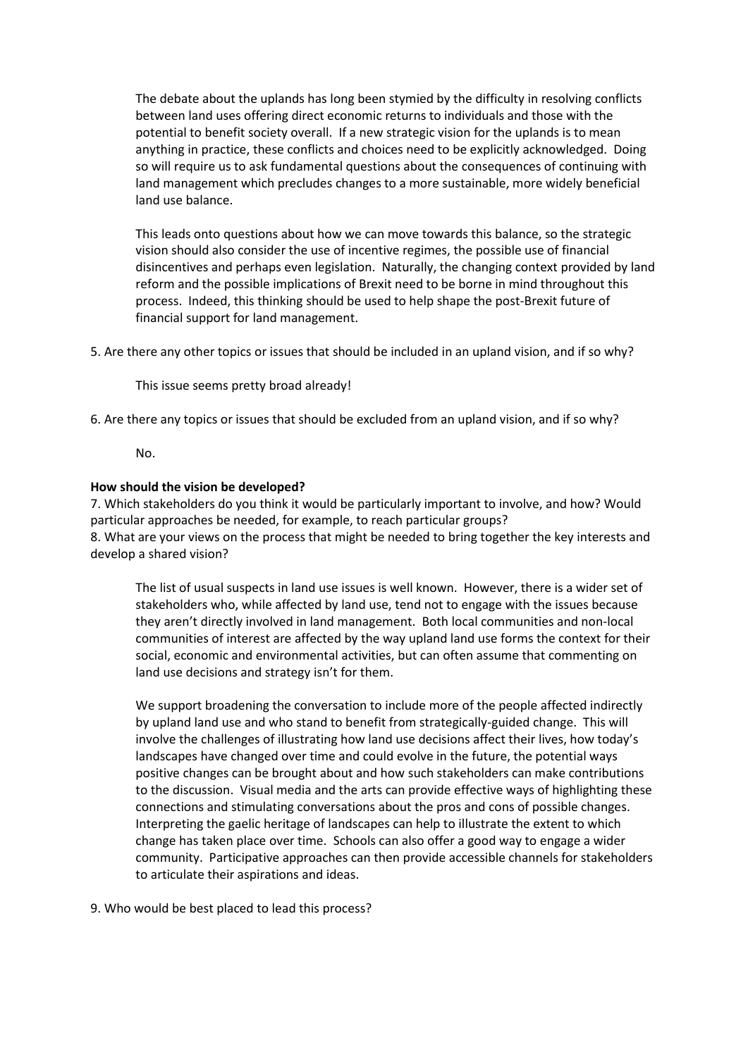The debate about the uplands has long been stymied by the difficulty in resolving conflicts between land uses offering direct economic returns to individuals and those with the potential to benefit society overall. If a new strategic vision for the uplands is to mean anything in practice, these conflicts and choices need to be explicitly acknowledged. Doing so will require us to ask fundamental questions about the consequences of continuing with land management which precludes changes to a more sustainable, more widely beneficial land use balance.

This leads onto questions about how we can move towards this balance, so the strategic vision should also consider the use of incentive regimes, the possible use of financial disincentives and perhaps even legislation. Naturally, the changing context provided by land reform and the possible implications of Brexit need to be borne in mind throughout this process. Indeed, this thinking should be used to help shape the post-Brexit future of financial support for land management.

5. Are there any other topics or issues that should be included in an upland vision, and if so why?

This issue seems pretty broad already!

6. Are there any topics or issues that should be excluded from an upland vision, and if so why?

No.

**How should the vision be developed?**

7. Which stakeholders do you think it would be particularly important to involve, and how? Would particular approaches be needed, for example, to reach particular groups?

8. What are your views on the process that might be needed to bring together the key interests and develop a shared vision?

The list of usual suspects in land use issues is well known. However, there is a wider set of stakeholders who, while affected by land use, tend not to engage with the issues because they aren't directly involved in land management. Both local communities and non-local communities of interest are affected by the way upland land use forms the context for their social, economic and environmental activities, but can often assume that commenting on land use decisions and strategy isn't for them.

We support broadening the conversation to include more of the people affected indirectly by upland land use and who stand to benefit from strategically-guided change. This will involve the challenges of illustrating how land use decisions affect their lives, how today's landscapes have changed over time and could evolve in the future, the potential ways positive changes can be brought about and how such stakeholders can make contributions to the discussion. Visual media and the arts can provide effective ways of highlighting these connections and stimulating conversations about the pros and cons of possible changes. Interpreting the gaelic heritage of landscapes can help to illustrate the extent to which change has taken place over time. Schools can also offer a good way to engage a wider community. Participative approaches can then provide accessible channels for stakeholders to articulate their aspirations and ideas.

9. Who would be best placed to lead this process?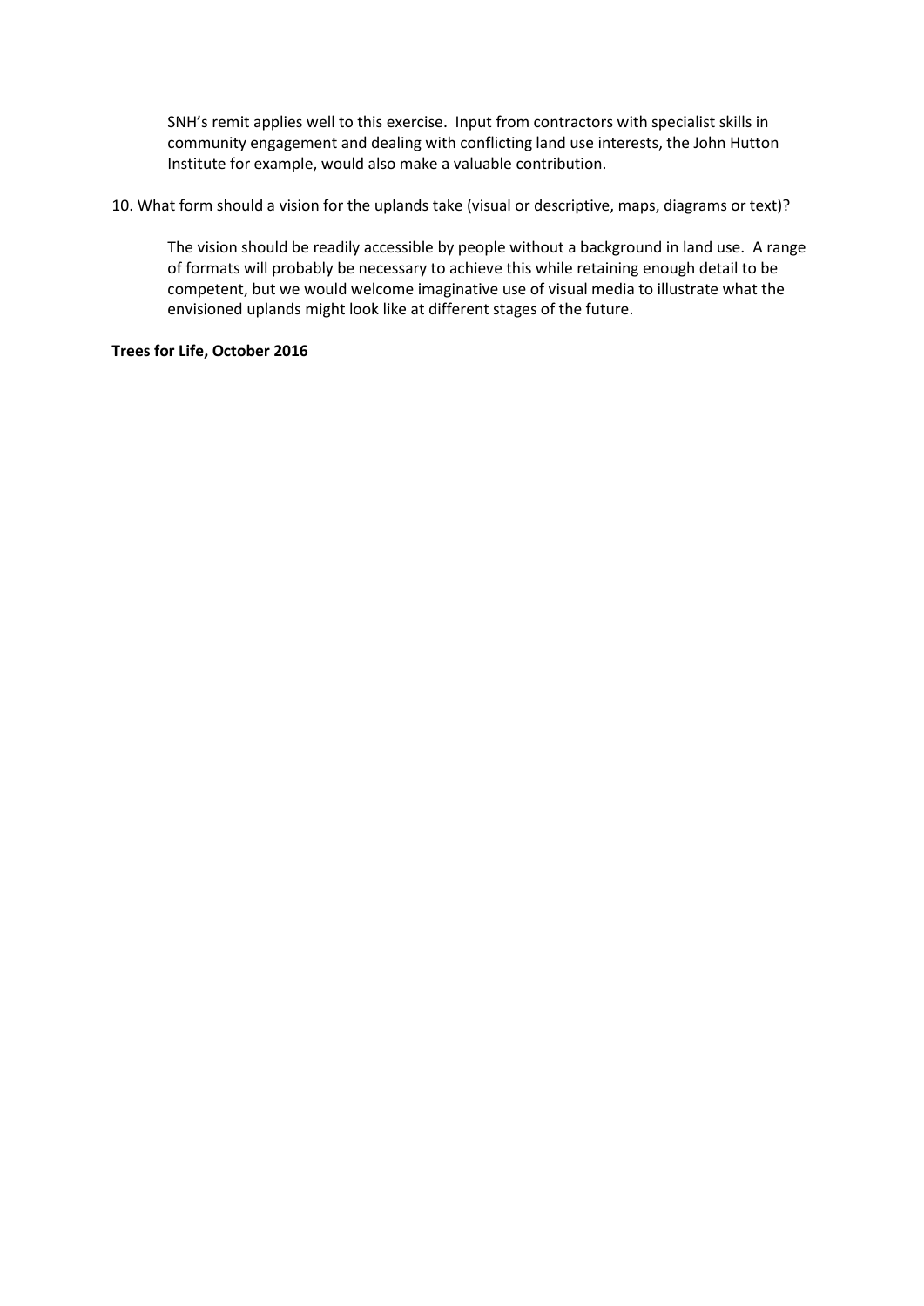SNH's remit applies well to this exercise. Input from contractors with specialist skills in community engagement and dealing with conflicting land use interests, the John Hutton Institute for example, would also make a valuable contribution.

10. What form should a vision for the uplands take (visual or descriptive, maps, diagrams or text)?

The vision should be readily accessible by people without a background in land use. A range of formats will probably be necessary to achieve this while retaining enough detail to be competent, but we would welcome imaginative use of visual media to illustrate what the envisioned uplands might look like at different stages of the future.

**Trees for Life, October 2016**